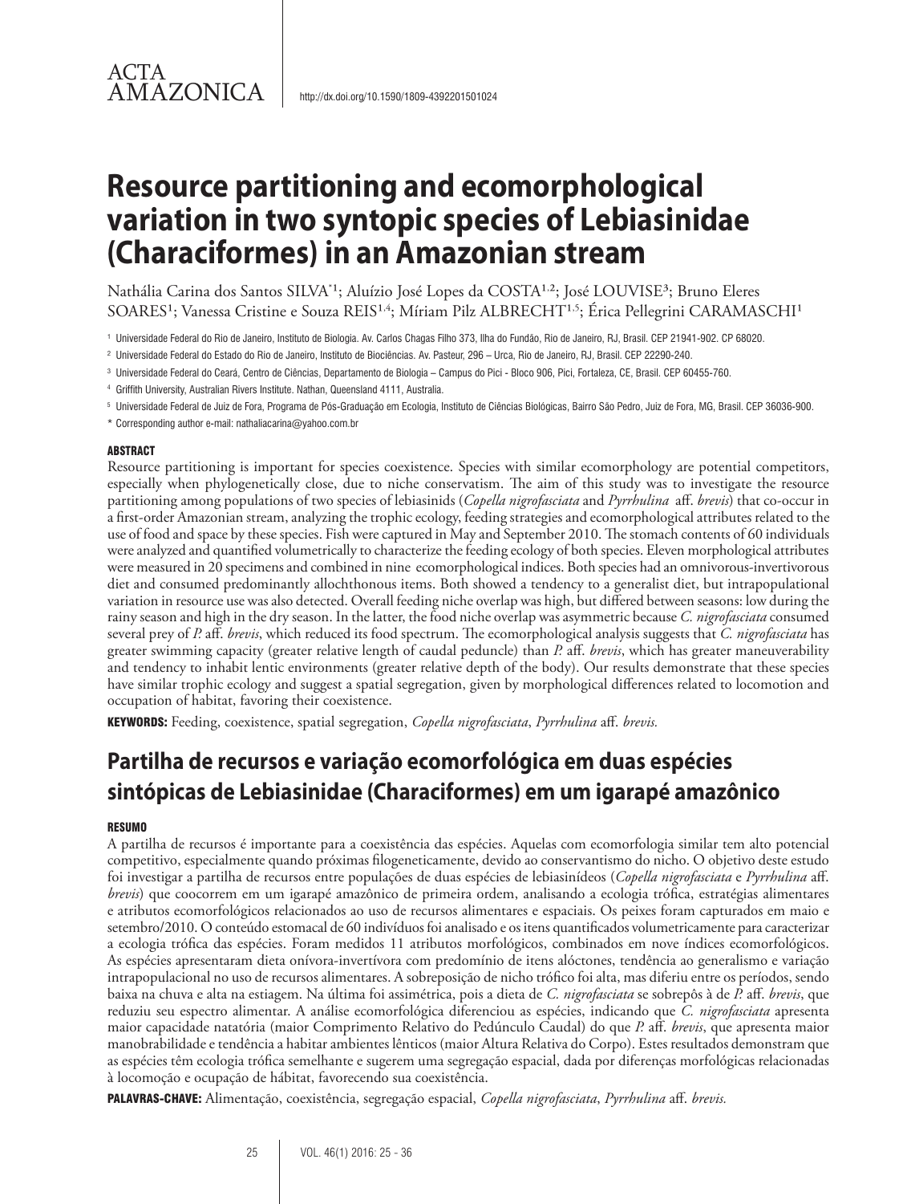ACTA AMAZONICA

http://dx.doi.org/10.1590/1809-4392201501024

# Resource partitioning and ecomorphological variation in two syntopic species of Lebiasinidae (Characiformes) in an Amazonian stream

Nathália Carina dos Santos SILVA[*1]; Aluízio José Lopes da COSTA[1,2]; José LOUVISE[3]; Bruno Eleres SOARES[1]; Vanessa Cristine e Souza REIS[1,4]; Míriam Pilz ALBRECHT[1,5]; Érica Pellegrini CARAMASCHI[1]

[1] Universidade Federal do Rio de Janeiro, Instituto de Biologia. Av. Carlos Chagas Filho 373, Ilha do Fundão, Rio de Janeiro, RJ, Brasil. CEP 21941-902. CP 68020.

[2] Universidade Federal do Estado do Rio de Janeiro, Instituto de Biociências. Av. Pasteur, 296 – Urca, Rio de Janeiro, RJ, Brasil. CEP 22290-240.

[3] Universidade Federal do Ceará, Centro de Ciências, Departamento de Biologia – Campus do Pici - Bloco 906, Pici, Fortaleza, CE, Brasil. CEP 60455-760.

[4] Griffith University, Australian Rivers Institute. Nathan, Queensland 4111, Australia.

[5] Universidade Federal de Juiz de Fora, Programa de Pós-Graduação em Ecologia, Instituto de Ciências Biológicas, Bairro São Pedro, Juiz de Fora, MG, Brasil. CEP 36036-900.

\* Corresponding author e-mail: nathaliacarina@yahoo.com.br

## ABSTRACT

Resource partitioning is important for species coexistence. Species with similar ecomorphology are potential competitors, especially when phylogenetically close, due to niche conservatism. The aim of this study was to investigate the resource partitioning among populations of two species of lebiasinids (*Copella nigrofasciata* and *Pyrrhulina* aff. *brevis*) that co-occur in a first-order Amazonian stream, analyzing the trophic ecology, feeding strategies and ecomorphological attributes related to the use of food and space by these species. Fish were captured in May and September 2010. The stomach contents of 60 individuals were analyzed and quantified volumetrically to characterize the feeding ecology of both species. Eleven morphological attributes were measured in 20 specimens and combined in nine ecomorphological indices. Both species had an omnivorous-invertivorous diet and consumed predominantly allochthonous items. Both showed a tendency to a generalist diet, but intrapopulational variation in resource use was also detected. Overall feeding niche overlap was high, but differed between seasons: low during the rainy season and high in the dry season. In the latter, the food niche overlap was asymmetric because *C. nigrofasciata* consumed several prey of *P.* aff. *brevis*, which reduced its food spectrum. The ecomorphological analysis suggests that *C. nigrofasciata* has greater swimming capacity (greater relative length of caudal peduncle) than *P.* aff. *brevis*, which has greater maneuverability and tendency to inhabit lentic environments (greater relative depth of the body). Our results demonstrate that these species have similar trophic ecology and suggest a spatial segregation, given by morphological differences related to locomotion and occupation of habitat, favoring their coexistence.

**KEYWORDS:** Feeding, coexistence, spatial segregation, *Copella nigrofasciata*, *Pyrrhulina* aff. *brevis.*

# Partilha de recursos e variação ecomorfológica em duas espécies sintópicas de Lebiasinidae (Characiformes) em um igarapé amazônico

## RESUMO

A partilha de recursos é importante para a coexistência das espécies. Aquelas com ecomorfologia similar tem alto potencial competitivo, especialmente quando próximas filogeneticamente, devido ao conservantismo do nicho. O objetivo deste estudo foi investigar a partilha de recursos entre populações de duas espécies de lebiasinídeos (*Copella nigrofasciata* e *Pyrrhulina* aff. *brevis*) que coocorrem em um igarapé amazônico de primeira ordem, analisando a ecologia trófica, estratégias alimentares e atributos ecomorfológicos relacionados ao uso de recursos alimentares e espaciais. Os peixes foram capturados em maio e setembro/2010. O conteúdo estomacal de 60 indivíduos foi analisado e os itens quantificados volumetricamente para caracterizar a ecologia trófica das espécies. Foram medidos 11 atributos morfológicos, combinados em nove índices ecomorfológicos. As espécies apresentaram dieta onívora-invertívora com predomínio de itens alóctones, tendência ao generalismo e variação intrapopulacional no uso de recursos alimentares. A sobreposição de nicho trófico foi alta, mas diferiu entre os períodos, sendo baixa na chuva e alta na estiagem. Na última foi assimétrica, pois a dieta de *C. nigrofasciata* se sobrepôs à de *P.* aff. *brevis*, que reduziu seu espectro alimentar. A análise ecomorfológica diferenciou as espécies, indicando que *C. nigrofasciata* apresenta maior capacidade natatória (maior Comprimento Relativo do Pedúnculo Caudal) do que *P.* aff. *brevis*, que apresenta maior manobrabilidade e tendência a habitar ambientes lênticos (maior Altura Relativa do Corpo). Estes resultados demonstram que as espécies têm ecologia trófica semelhante e sugerem uma segregação espacial, dada por diferenças morfológicas relacionadas à locomoção e ocupação de hábitat, favorecendo sua coexistência.

**PALAVRAS-CHAVE:** Alimentação, coexistência, segregação espacial, *Copella nigrofasciata*, *Pyrrhulina* aff. *brevis.*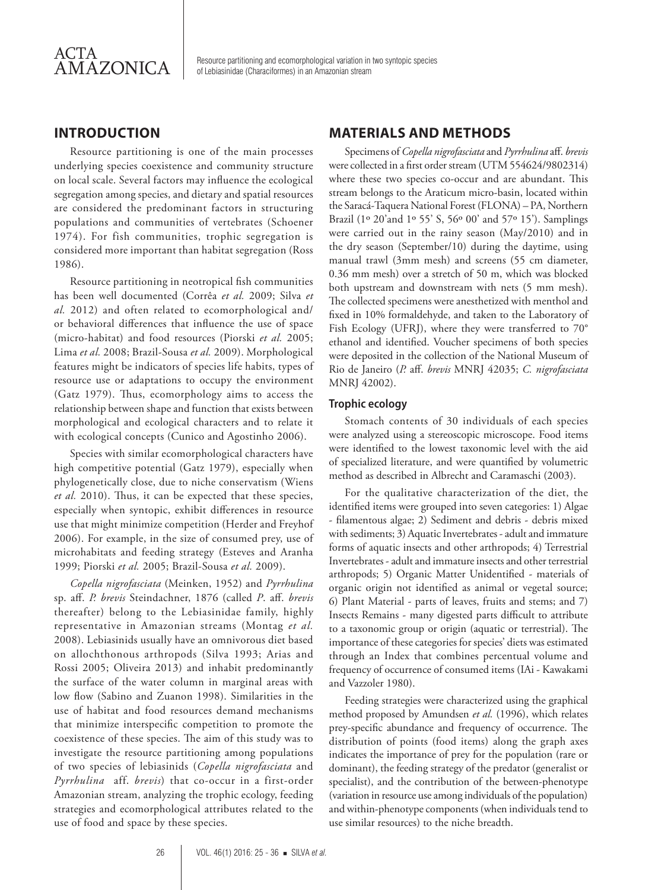## INTRODUCTION

Resource partitioning is one of the main processes underlying species coexistence and community structure on local scale. Several factors may influence the ecological segregation among species, and dietary and spatial resources are considered the predominant factors in structuring populations and communities of vertebrates (Schoener 1974). For fish communities, trophic segregation is considered more important than habitat segregation (Ross 1986).

Resource partitioning in neotropical fish communities has been well documented (Corrêa *et al.* 2009; Silva *et al.* 2012) and often related to ecomorphological and/or behavioral differences that influence the use of space (micro-habitat) and food resources (Piorski *et al.* 2005; Lima *et al.* 2008; Brazil-Sousa *et al.* 2009). Morphological features might be indicators of species life habits, types of resource use or adaptations to occupy the environment (Gatz 1979). Thus, ecomorphology aims to access the relationship between shape and function that exists between morphological and ecological characters and to relate it with ecological concepts (Cunico and Agostinho 2006).

Species with similar ecomorphological characters have high competitive potential (Gatz 1979), especially when phylogenetically close, due to niche conservatism (Wiens *et al.* 2010). Thus, it can be expected that these species, especially when syntopic, exhibit differences in resource use that might minimize competition (Herder and Freyhof 2006). For example, in the size of consumed prey, use of microhabitats and feeding strategy (Esteves and Aranha 1999; Piorski *et al.* 2005; Brazil-Sousa *et al.* 2009).

*Copella nigrofasciata* (Meinken, 1952) and *Pyrrhulina* sp. aff. *P. brevis* Steindachner, 1876 (called *P*. aff. *brevis* thereafter) belong to the Lebiasinidae family, highly representative in Amazonian streams (Montag *et al.* 2008). Lebiasinids usually have an omnivorous diet based on allochthonous arthropods (Silva 1993; Arias and Rossi 2005; Oliveira 2013) and inhabit predominantly the surface of the water column in marginal areas with low flow (Sabino and Zuanon 1998). Similarities in the use of habitat and food resources demand mechanisms that minimize interspecific competition to promote the coexistence of these species. The aim of this study was to investigate the resource partitioning among populations of two species of lebiasinids (*Copella nigrofasciata* and *Pyrrhulina* aff. *brevis*) that co-occur in a first-order Amazonian stream, analyzing the trophic ecology, feeding strategies and ecomorphological attributes related to the use of food and space by these species.

## MATERIALS AND METHODS

Specimens of *Copella nigrofasciata* and *Pyrrhulina* aff. *brevis* were collected in a first order stream (UTM 554624/9802314) where these two species co-occur and are abundant. This stream belongs to the Araticum micro-basin, located within the Saracá-Taquera National Forest (FLONA) – PA, Northern Brazil (1º 20'and 1º 55' S, 56º 00' and 57º 15'). Samplings were carried out in the rainy season (May/2010) and in the dry season (September/10) during the daytime, using manual trawl (3mm mesh) and screens (55 cm diameter, 0.36 mm mesh) over a stretch of 50 m, which was blocked both upstream and downstream with nets (5 mm mesh). The collected specimens were anesthetized with menthol and fixed in 10% formaldehyde, and taken to the Laboratory of Fish Ecology (UFRJ), where they were transferred to 70° ethanol and identified. Voucher specimens of both species were deposited in the collection of the National Museum of Rio de Janeiro (*P.* aff. *brevis* MNRJ 42035; *C. nigrofasciata* MNRJ 42002).

### Trophic ecology

Stomach contents of 30 individuals of each species were analyzed using a stereoscopic microscope. Food items were identified to the lowest taxonomic level with the aid of specialized literature, and were quantified by volumetric method as described in Albrecht and Caramaschi (2003).

For the qualitative characterization of the diet, the identified items were grouped into seven categories: 1) Algae - filamentous algae; 2) Sediment and debris - debris mixed with sediments; 3) Aquatic Invertebrates - adult and immature forms of aquatic insects and other arthropods; 4) Terrestrial Invertebrates - adult and immature insects and other terrestrial arthropods; 5) Organic Matter Unidentified - materials of organic origin not identified as animal or vegetal source; 6) Plant Material - parts of leaves, fruits and stems; and 7) Insects Remains - many digested parts difficult to attribute to a taxonomic group or origin (aquatic or terrestrial). The importance of these categories for species' diets was estimated through an Index that combines percentual volume and frequency of occurrence of consumed items (IAi - Kawakami and Vazzoler 1980).

Feeding strategies were characterized using the graphical method proposed by Amundsen *et al.* (1996), which relates prey-specific abundance and frequency of occurrence. The distribution of points (food items) along the graph axes indicates the importance of prey for the population (rare or dominant), the feeding strategy of the predator (generalist or specialist), and the contribution of the between-phenotype (variation in resource use among individuals of the population) and within-phenotype components (when individuals tend to use similar resources) to the niche breadth.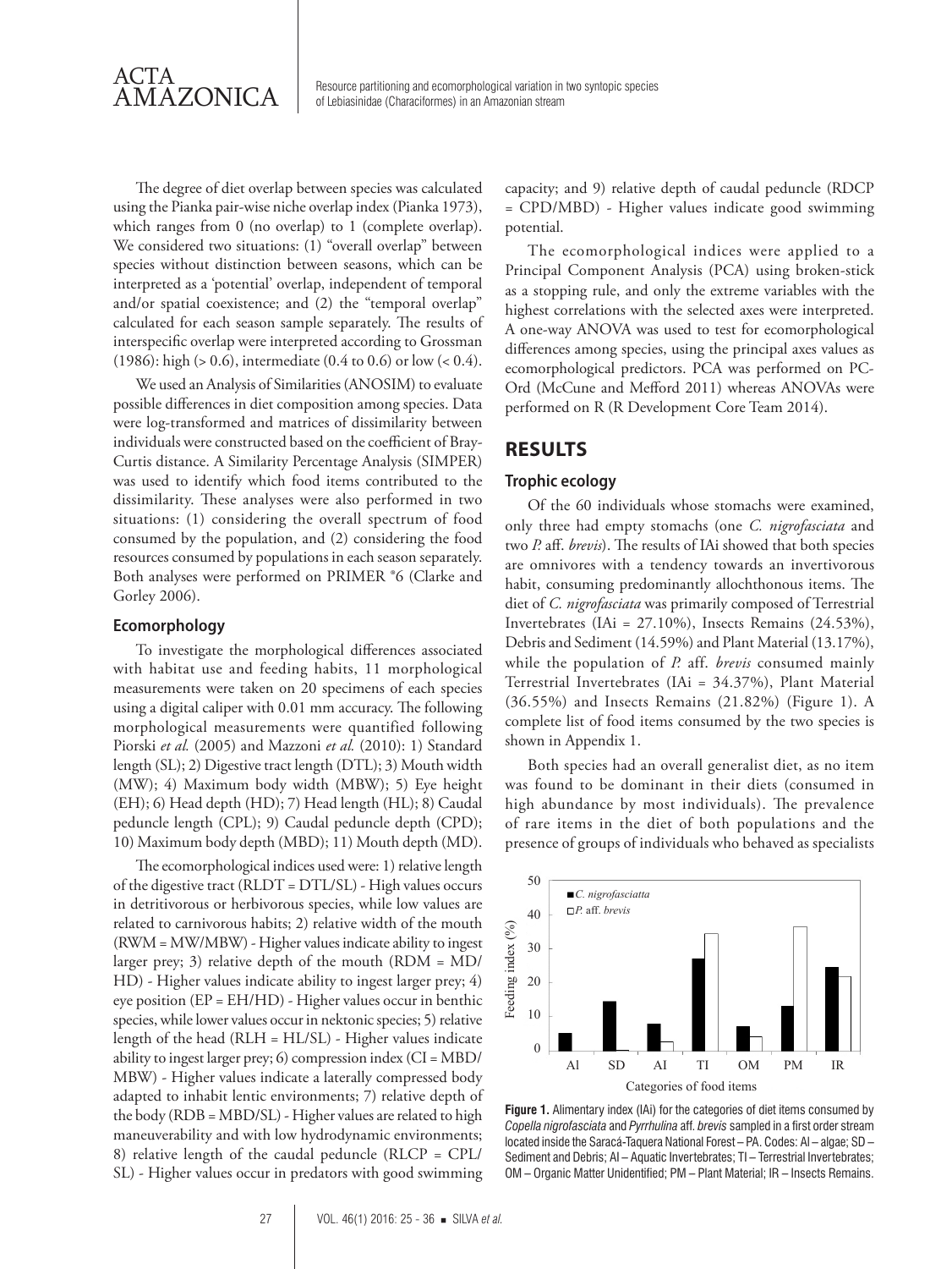The degree of diet overlap between species was calculated using the Pianka pair-wise niche overlap index (Pianka 1973), which ranges from 0 (no overlap) to 1 (complete overlap). We considered two situations: (1) "overall overlap" between species without distinction between seasons, which can be interpreted as a 'potential' overlap, independent of temporal and/or spatial coexistence; and (2) the "temporal overlap" calculated for each season sample separately. The results of interspecific overlap were interpreted according to Grossman (1986): high (> 0.6), intermediate (0.4 to 0.6) or low (< 0.4).

We used an Analysis of Similarities (ANOSIM) to evaluate possible differences in diet composition among species. Data were log-transformed and matrices of dissimilarity between individuals were constructed based on the coefficient of Bray-Curtis distance. A Similarity Percentage Analysis (SIMPER) was used to identify which food items contributed to the dissimilarity. These analyses were also performed in two situations: (1) considering the overall spectrum of food consumed by the population, and (2) considering the food resources consumed by populations in each season separately. Both analyses were performed on PRIMER ®6 (Clarke and Gorley 2006).

### Ecomorphology

To investigate the morphological differences associated with habitat use and feeding habits, 11 morphological measurements were taken on 20 specimens of each species using a digital caliper with 0.01 mm accuracy. The following morphological measurements were quantified following Piorski *et al.* (2005) and Mazzoni *et al.* (2010): 1) Standard length (SL); 2) Digestive tract length (DTL); 3) Mouth width (MW); 4) Maximum body width (MBW); 5) Eye height (EH); 6) Head depth (HD); 7) Head length (HL); 8) Caudal peduncle length (CPL); 9) Caudal peduncle depth (CPD); 10) Maximum body depth (MBD); 11) Mouth depth (MD).

The ecomorphological indices used were: 1) relative length of the digestive tract (RLDT = DTL/SL) - High values occurs in detritivorous or herbivorous species, while low values are related to carnivorous habits; 2) relative width of the mouth (RWM = MW/MBW) - Higher values indicate ability to ingest larger prey; 3) relative depth of the mouth (RDM = MD/HD) - Higher values indicate ability to ingest larger prey; 4) eye position (EP = EH/HD) - Higher values occur in benthic species, while lower values occur in nektonic species; 5) relative length of the head (RLH = HL/SL) - Higher values indicate ability to ingest larger prey; 6) compression index (CI = MBD/MBW) - Higher values indicate a laterally compressed body adapted to inhabit lentic environments; 7) relative depth of the body (RDB = MBD/SL) - Higher values are related to high maneuverability and with low hydrodynamic environments; 8) relative length of the caudal peduncle (RLCP = CPL/SL) - Higher values occur in predators with good swimming capacity; and 9) relative depth of caudal peduncle (RDCP = CPD/MBD) - Higher values indicate good swimming potential.

The ecomorphological indices were applied to a Principal Component Analysis (PCA) using broken-stick as a stopping rule, and only the extreme variables with the highest correlations with the selected axes were interpreted. A one-way ANOVA was used to test for ecomorphological differences among species, using the principal axes values as ecomorphological predictors. PCA was performed on PC-Ord (McCune and Mefford 2011) whereas ANOVAs were performed on R (R Development Core Team 2014).

## RESULTS

### Trophic ecology

Of the 60 individuals whose stomachs were examined, only three had empty stomachs (one *C. nigrofasciata* and two *P.* aff. *brevis*). The results of IAi showed that both species are omnivores with a tendency towards an invertivorous habit, consuming predominantly allochthonous items. The diet of *C. nigrofasciata* was primarily composed of Terrestrial Invertebrates (IAi = 27.10%), Insects Remains (24.53%), Debris and Sediment (14.59%) and Plant Material (13.17%), while the population of *P.* aff. *brevis* consumed mainly Terrestrial Invertebrates (IAi = 34.37%), Plant Material (36.55%) and Insects Remains (21.82%) (Figure 1). A complete list of food items consumed by the two species is shown in Appendix 1.

Both species had an overall generalist diet, as no item was found to be dominant in their diets (consumed in high abundance by most individuals). The prevalence of rare items in the diet of both populations and the presence of groups of individuals who behaved as specialists

**Figure 1.** Alimentary index (IAi) for the categories of diet items consumed by *Copella nigrofasciata* and *Pyrrhulina* aff. *brevis* sampled in a first order stream located inside the Saracá-Taquera National Forest – PA. Codes: Al – algae; SD – Sediment and Debris; AI – Aquatic Invertebrates; TI – Terrestrial Invertebrates; OM – Organic Matter Unidentified; PM – Plant Material; IR – Insects Remains.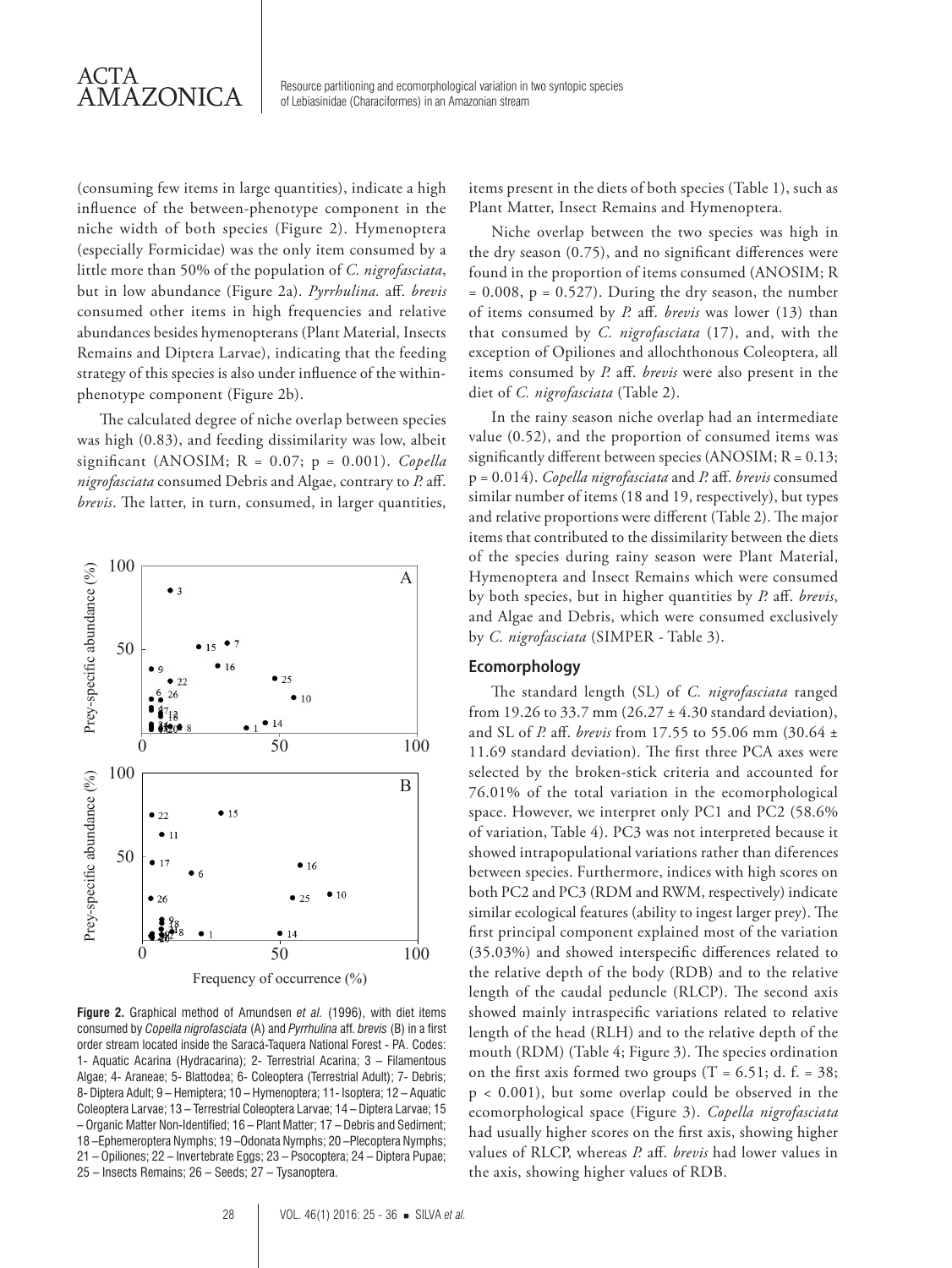(consuming few items in large quantities), indicate a high influence of the between-phenotype component in the niche width of both species (Figure 2). Hymenoptera (especially Formicidae) was the only item consumed by a little more than 50% of the population of *C. nigrofasciata*, but in low abundance (Figure 2a). *Pyrrhulina.* aff. *brevis* consumed other items in high frequencies and relative abundances besides hymenopterans (Plant Material, Insects Remains and Diptera Larvae), indicating that the feeding strategy of this species is also under influence of the within-phenotype component (Figure 2b).

The calculated degree of niche overlap between species was high (0.83), and feeding dissimilarity was low, albeit significant (ANOSIM; R = 0.07; p = 0.001). *Copella nigrofasciata* consumed Debris and Algae, contrary to *P.* aff. *brevis*. The latter, in turn, consumed, in larger quantities, items present in the diets of both species (Table 1), such as Plant Matter, Insect Remains and Hymenoptera.

**Figure 2.** Graphical method of Amundsen *et al.* (1996), with diet items consumed by *Copella nigrofasciata* (A) and *Pyrrhulina* aff. *brevis* (B) in a first order stream located inside the Saracá-Taquera National Forest - PA. Codes: 1- Aquatic Acarina (Hydracarina); 2- Terrestrial Acarina; 3 – Filamentous Algae; 4- Araneae; 5- Blattodea; 6- Coleoptera (Terrestrial Adult); 7- Debris; 8- Diptera Adult; 9 – Hemiptera; 10 – Hymenoptera; 11- Isoptera; 12 – Aquatic Coleoptera Larvae; 13 – Terrestrial Coleoptera Larvae; 14 – Diptera Larvae; 15 – Organic Matter Non-Identified; 16 – Plant Matter; 17 – Debris and Sediment; 18 –Ephemeroptera Nymphs; 19 –Odonata Nymphs; 20 –Plecoptera Nymphs; 21 – Opiliones; 22 – Invertebrate Eggs; 23 – Psocoptera; 24 – Diptera Pupae; 25 – Insects Remains; 26 – Seeds; 27 – Tysanoptera.

Niche overlap between the two species was high in the dry season (0.75), and no significant differences were found in the proportion of items consumed (ANOSIM; R = 0.008, p = 0.527). During the dry season, the number of items consumed by *P.* aff. *brevis* was lower (13) than that consumed by *C. nigrofasciata* (17), and, with the exception of Opiliones and allochthonous Coleoptera, all items consumed by *P.* aff. *brevis* were also present in the diet of *C. nigrofasciata* (Table 2).

In the rainy season niche overlap had an intermediate value (0.52), and the proportion of consumed items was significantly different between species (ANOSIM; R = 0.13; p = 0.014). *Copella nigrofasciata* and *P.* aff. *brevis* consumed similar number of items (18 and 19, respectively), but types and relative proportions were different (Table 2). The major items that contributed to the dissimilarity between the diets of the species during rainy season were Plant Material, Hymenoptera and Insect Remains which were consumed by both species, but in higher quantities by *P.* aff. *brevis*, and Algae and Debris, which were consumed exclusively by *C. nigrofasciata* (SIMPER - Table 3).

### Ecomorphology

The standard length (SL) of *C. nigrofasciata* ranged from 19.26 to 33.7 mm (26.27 ± 4.30 standard deviation), and SL of *P.* aff. *brevis* from 17.55 to 55.06 mm (30.64 ± 11.69 standard deviation). The first three PCA axes were selected by the broken-stick criteria and accounted for 76.01% of the total variation in the ecomorphological space. However, we interpret only PC1 and PC2 (58.6% of variation, Table 4). PC3 was not interpreted because it showed intrapopulational variations rather than diferences between species. Furthermore, indices with high scores on both PC2 and PC3 (RDM and RWM, respectively) indicate similar ecological features (ability to ingest larger prey). The first principal component explained most of the variation (35.03%) and showed interspecific differences related to the relative depth of the body (RDB) and to the relative length of the caudal peduncle (RLCP). The second axis showed mainly intraspecific variations related to relative length of the head (RLH) and to the relative depth of the mouth (RDM) (Table 4; Figure 3). The species ordination on the first axis formed two groups (T = 6.51; d. f. = 38; $p < 0.001$), but some overlap could be observed in the ecomorphological space (Figure 3). *Copella nigrofasciata* had usually higher scores on the first axis, showing higher values of RLCP, whereas *P.* aff. *brevis* had lower values in the axis, showing higher values of RDB.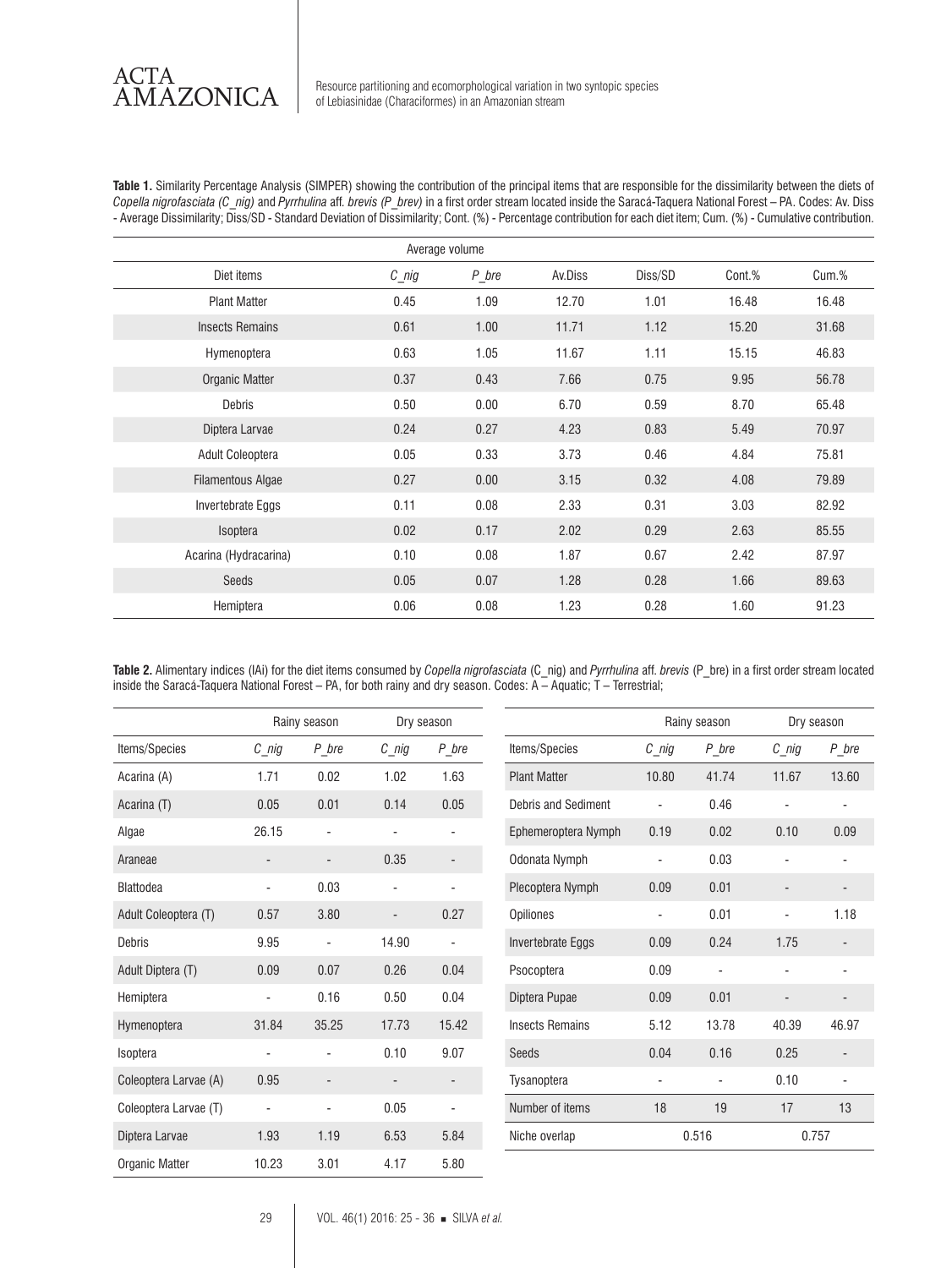**Table 1.** Similarity Percentage Analysis (SIMPER) showing the contribution of the principal items that are responsible for the dissimilarity between the diets of *Copella nigrofasciata (C_nig)* and *Pyrrhulina* aff. *brevis (P_brev)* in a first order stream located inside the Saracá-Taquera National Forest – PA. Codes: Av. Diss - Average Dissimilarity; Diss/SD - Standard Deviation of Dissimilarity; Cont. (%) - Percentage contribution for each diet item; Cum. (%) - Cumulative contribution.

| | Average volume | | | | | |
|---|---|---|---|---|---|---|
| Diet items | *C_nig* | *P_bre* | Av.Diss | Diss/SD | Cont.% | Cum.% |
| Plant Matter | 0.45 | 1.09 | 12.70 | 1.01 | 16.48 | 16.48 |
| Insects Remains | 0.61 | 1.00 | 11.71 | 1.12 | 15.20 | 31.68 |
| Hymenoptera | 0.63 | 1.05 | 11.67 | 1.11 | 15.15 | 46.83 |
| Organic Matter | 0.37 | 0.43 | 7.66 | 0.75 | 9.95 | 56.78 |
| Debris | 0.50 | 0.00 | 6.70 | 0.59 | 8.70 | 65.48 |
| Diptera Larvae | 0.24 | 0.27 | 4.23 | 0.83 | 5.49 | 70.97 |
| Adult Coleoptera | 0.05 | 0.33 | 3.73 | 0.46 | 4.84 | 75.81 |
| Filamentous Algae | 0.27 | 0.00 | 3.15 | 0.32 | 4.08 | 79.89 |
| Invertebrate Eggs | 0.11 | 0.08 | 2.33 | 0.31 | 3.03 | 82.92 |
| Isoptera | 0.02 | 0.17 | 2.02 | 0.29 | 2.63 | 85.55 |
| Acarina (Hydracarina) | 0.10 | 0.08 | 1.87 | 0.67 | 2.42 | 87.97 |
| Seeds | 0.05 | 0.07 | 1.28 | 0.28 | 1.66 | 89.63 |
| Hemiptera | 0.06 | 0.08 | 1.23 | 0.28 | 1.60 | 91.23 |

**Table 2.** Alimentary indices (IAi) for the diet items consumed by *Copella nigrofasciata* (C_nig) and *Pyrrhulina* aff. *brevis* (P_bre) in a first order stream located inside the Saracá-Taquera National Forest – PA, for both rainy and dry season. Codes: A – Aquatic; T – Terrestrial;

| | Rainy season | | Dry season | |
|---|---|---|---|---|
| Items/Species | *C_nig* | *P_bre* | *C_nig* | *P_bre* |
| Acarina (A) | 1.71 | 0.02 | 1.02 | 1.63 |
| Acarina (T) | 0.05 | 0.01 | 0.14 | 0.05 |
| Algae | 26.15 | - | - | - |
| Araneae | - | - | 0.35 | - |
| Blattodea | - | 0.03 | - | - |
| Adult Coleoptera (T) | 0.57 | 3.80 | - | 0.27 |
| Debris | 9.95 | - | 14.90 | - |
| Adult Diptera (T) | 0.09 | 0.07 | 0.26 | 0.04 |
| Hemiptera | - | 0.16 | 0.50 | 0.04 |
| Hymenoptera | 31.84 | 35.25 | 17.73 | 15.42 |
| Isoptera | - | - | 0.10 | 9.07 |
| Coleoptera Larvae (A) | 0.95 | - | - | - |
| Coleoptera Larvae (T) | - | - | 0.05 | - |
| Diptera Larvae | 1.93 | 1.19 | 6.53 | 5.84 |
| Organic Matter | 10.23 | 3.01 | 4.17 | 5.80 |
| Plant Matter | 10.80 | 41.74 | 11.67 | 13.60 |
| Debris and Sediment | - | 0.46 | - | - |
| Ephemeroptera Nymph | 0.19 | 0.02 | 0.10 | 0.09 |
| Odonata Nymph | - | 0.03 | - | - |
| Plecoptera Nymph | 0.09 | 0.01 | - | - |
| Opiliones | - | 0.01 | - | 1.18 |
| Invertebrate Eggs | 0.09 | 0.24 | 1.75 | - |
| Psocoptera | 0.09 | - | - | - |
| Diptera Pupae | 0.09 | 0.01 | - | - |
| Insects Remains | 5.12 | 13.78 | 40.39 | 46.97 |
| Seeds | 0.04 | 0.16 | 0.25 | - |
| Tysanoptera | - | - | 0.10 | - |
| Number of items | 18 | 19 | 17 | 13 |
| Niche overlap | 0.516 | | 0.757 | |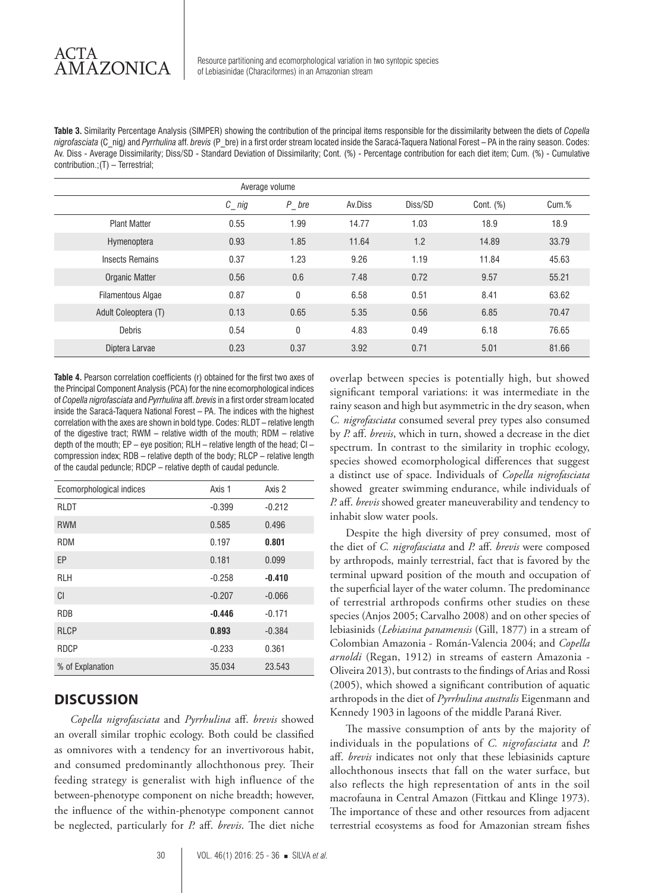**Table 3.** Similarity Percentage Analysis (SIMPER) showing the contribution of the principal items responsible for the dissimilarity between the diets of *Copella nigrofasciata* (C_nig) and *Pyrrhulina* aff. *brevis* (P_bre) in a first order stream located inside the Saracá-Taquera National Forest – PA in the rainy season. Codes: Av. Diss - Average Dissimilarity; Diss/SD - Standard Deviation of Dissimilarity; Cont. (%) - Percentage contribution for each diet item; Cum. (%) - Cumulative contribution.;(T) – Terrestrial;

| | Average volume | | | | | |
|---|---|---|---|---|---|---|
| | *C_nig* | *P_bre* | Av.Diss | Diss/SD | Cont. (%) | Cum.% |
| Plant Matter | 0.55 | 1.99 | 14.77 | 1.03 | 18.9 | 18.9 |
| Hymenoptera | 0.93 | 1.85 | 11.64 | 1.2 | 14.89 | 33.79 |
| Insects Remains | 0.37 | 1.23 | 9.26 | 1.19 | 11.84 | 45.63 |
| Organic Matter | 0.56 | 0.6 | 7.48 | 0.72 | 9.57 | 55.21 |
| Filamentous Algae | 0.87 | 0 | 6.58 | 0.51 | 8.41 | 63.62 |
| Adult Coleoptera (T) | 0.13 | 0.65 | 5.35 | 0.56 | 6.85 | 70.47 |
| Debris | 0.54 | 0 | 4.83 | 0.49 | 6.18 | 76.65 |
| Diptera Larvae | 0.23 | 0.37 | 3.92 | 0.71 | 5.01 | 81.66 |

**Table 4.** Pearson correlation coefficients (r) obtained for the first two axes of the Principal Component Analysis (PCA) for the nine ecomorphological indices of *Copella nigrofasciata* and *Pyrrhulina* aff. *brevis* in a first order stream located inside the Saracá-Taquera National Forest – PA. The indices with the highest correlation with the axes are shown in bold type. Codes: RLDT – relative length of the digestive tract; RWM – relative width of the mouth; RDM – relative depth of the mouth; EP – eye position; RLH – relative length of the head; CI – compression index; RDB – relative depth of the body; RLCP – relative length of the caudal peduncle; RDCP – relative depth of caudal peduncle.

| Ecomorphological indices | Axis 1 | Axis 2 |
|---|---|---|
| RLDT | -0.399 | -0.212 |
| RWM | 0.585 | 0.496 |
| RDM | 0.197 | **0.801** |
| EP | 0.181 | 0.099 |
| RLH | -0.258 | **-0.410** |
| CI | -0.207 | -0.066 |
| RDB | **-0.446** | -0.171 |
| RLCP | **0.893** | -0.384 |
| RDCP | -0.233 | 0.361 |
| % of Explanation | 35.034 | 23.543 |

## DISCUSSION

*Copella nigrofasciata* and *Pyrrhulina* aff. *brevis* showed an overall similar trophic ecology. Both could be classified as omnivores with a tendency for an invertivorous habit, and consumed predominantly allochthonous prey. Their feeding strategy is generalist with high influence of the between-phenotype component on niche breadth; however, the influence of the within-phenotype component cannot be neglected, particularly for *P.* aff. *brevis*. The diet niche overlap between species is potentially high, but showed significant temporal variations: it was intermediate in the rainy season and high but asymmetric in the dry season, when *C. nigrofasciata* consumed several prey types also consumed by *P.* aff. *brevis*, which in turn, showed a decrease in the diet spectrum. In contrast to the similarity in trophic ecology, species showed ecomorphological differences that suggest a distinct use of space. Individuals of *Copella nigrofasciata* showed greater swimming endurance, while individuals of *P.* aff. *brevis* showed greater maneuverability and tendency to inhabit slow water pools.

Despite the high diversity of prey consumed, most of the diet of *C. nigrofasciata* and *P.* aff. *brevis* were composed by arthropods, mainly terrestrial, fact that is favored by the terminal upward position of the mouth and occupation of the superficial layer of the water column. The predominance of terrestrial arthropods confirms other studies on these species (Anjos 2005; Carvalho 2008) and on other species of lebiasinids (*Lebiasina panamensis* (Gill, 1877) in a stream of Colombian Amazonia - Román-Valencia 2004; and *Copella arnoldi* (Regan, 1912) in streams of eastern Amazonia - Oliveira 2013), but contrasts to the findings of Arias and Rossi (2005), which showed a significant contribution of aquatic arthropods in the diet of *Pyrrhulina australis* Eigenmann and Kennedy 1903 in lagoons of the middle Paraná River.

The massive consumption of ants by the majority of individuals in the populations of *C. nigrofasciata* and *P.* aff. *brevis* indicates not only that these lebiasinids capture allochthonous insects that fall on the water surface, but also reflects the high representation of ants in the soil macrofauna in Central Amazon (Fittkau and Klinge 1973). The importance of these and other resources from adjacent terrestrial ecosystems as food for Amazonian stream fishes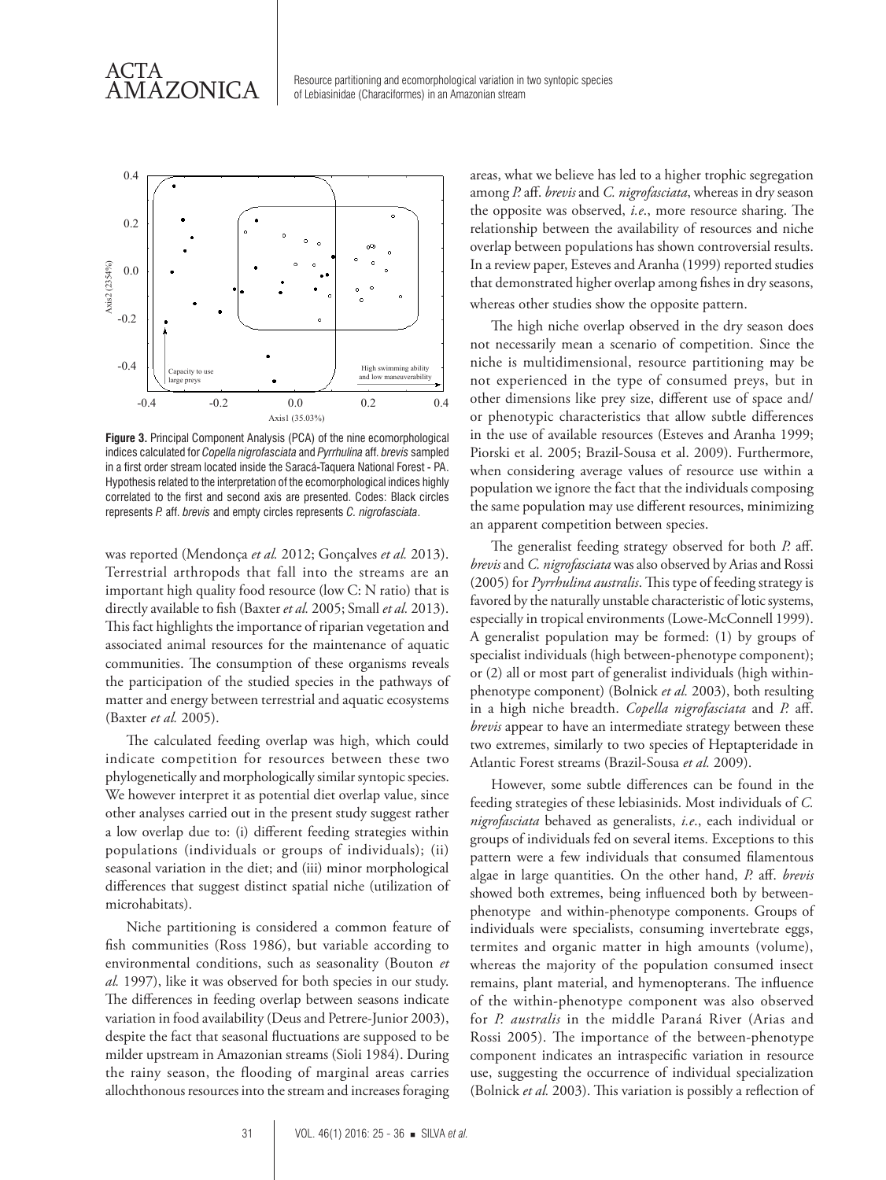**Figure 3.** Principal Component Analysis (PCA) of the nine ecomorphological indices calculated for *Copella nigrofasciata* and *Pyrrhulina* aff. *brevis* sampled in a first order stream located inside the Saracá-Taquera National Forest - PA. Hypothesis related to the interpretation of the ecomorphological indices highly correlated to the first and second axis are presented. Codes: Black circles represents *P.* aff. *brevis* and empty circles represents *C. nigrofasciata*.

was reported (Mendonça *et al.* 2012; Gonçalves *et al.* 2013). Terrestrial arthropods that fall into the streams are an important high quality food resource (low C: N ratio) that is directly available to fish (Baxter *et al.* 2005; Small *et al.* 2013). This fact highlights the importance of riparian vegetation and associated animal resources for the maintenance of aquatic communities. The consumption of these organisms reveals the participation of the studied species in the pathways of matter and energy between terrestrial and aquatic ecosystems (Baxter *et al.* 2005).

The calculated feeding overlap was high, which could indicate competition for resources between these two phylogenetically and morphologically similar syntopic species. We however interpret it as potential diet overlap value, since other analyses carried out in the present study suggest rather a low overlap due to: (i) different feeding strategies within populations (individuals or groups of individuals); (ii) seasonal variation in the diet; and (iii) minor morphological differences that suggest distinct spatial niche (utilization of microhabitats).

Niche partitioning is considered a common feature of fish communities (Ross 1986), but variable according to environmental conditions, such as seasonality (Bouton *et al.* 1997), like it was observed for both species in our study. The differences in feeding overlap between seasons indicate variation in food availability (Deus and Petrere-Junior 2003), despite the fact that seasonal fluctuations are supposed to be milder upstream in Amazonian streams (Sioli 1984). During the rainy season, the flooding of marginal areas carries allochthonous resources into the stream and increases foraging areas, what we believe has led to a higher trophic segregation among *P.* aff. *brevis* and *C. nigrofasciata*, whereas in dry season the opposite was observed, *i.e.*, more resource sharing. The relationship between the availability of resources and niche overlap between populations has shown controversial results. In a review paper, Esteves and Aranha (1999) reported studies that demonstrated higher overlap among fishes in dry seasons, whereas other studies show the opposite pattern.

The high niche overlap observed in the dry season does not necessarily mean a scenario of competition. Since the niche is multidimensional, resource partitioning may be not experienced in the type of consumed preys, but in other dimensions like prey size, different use of space and/or phenotypic characteristics that allow subtle differences in the use of available resources (Esteves and Aranha 1999; Piorski et al. 2005; Brazil-Sousa et al. 2009). Furthermore, when considering average values of resource use within a population we ignore the fact that the individuals composing the same population may use different resources, minimizing an apparent competition between species.

The generalist feeding strategy observed for both *P.* aff. *brevis* and *C. nigrofasciata* was also observed by Arias and Rossi (2005) for *Pyrrhulina australis*. This type of feeding strategy is favored by the naturally unstable characteristic of lotic systems, especially in tropical environments (Lowe-McConnell 1999). A generalist population may be formed: (1) by groups of specialist individuals (high between-phenotype component); or (2) all or most part of generalist individuals (high within-phenotype component) (Bolnick *et al.* 2003), both resulting in a high niche breadth. *Copella nigrofasciata* and *P.* aff. *brevis* appear to have an intermediate strategy between these two extremes, similarly to two species of Heptapteridade in Atlantic Forest streams (Brazil-Sousa *et al.* 2009).

However, some subtle differences can be found in the feeding strategies of these lebiasinids. Most individuals of *C. nigrofasciata* behaved as generalists, *i.e.*, each individual or groups of individuals fed on several items. Exceptions to this pattern were a few individuals that consumed filamentous algae in large quantities. On the other hand, *P.* aff. *brevis* showed both extremes, being influenced both by between-phenotype and within-phenotype components. Groups of individuals were specialists, consuming invertebrate eggs, termites and organic matter in high amounts (volume), whereas the majority of the population consumed insect remains, plant material, and hymenopterans. The influence of the within-phenotype component was also observed for *P. australis* in the middle Paraná River (Arias and Rossi 2005). The importance of the between-phenotype component indicates an intraspecific variation in resource use, suggesting the occurrence of individual specialization (Bolnick *et al.* 2003). This variation is possibly a reflection of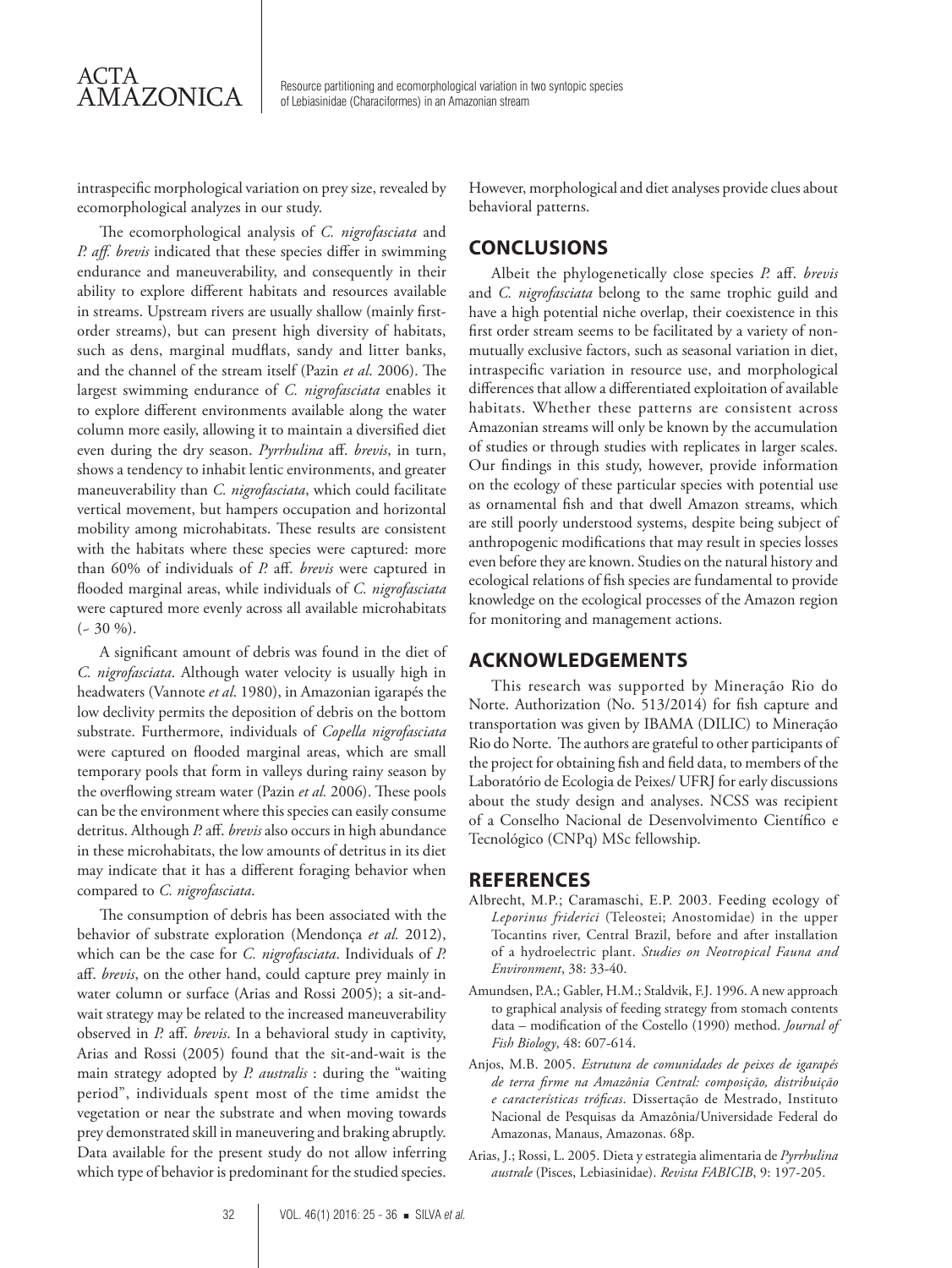intraspecific morphological variation on prey size, revealed by ecomorphological analyzes in our study.

The ecomorphological analysis of *C. nigrofasciata* and *P. aff. brevis* indicated that these species differ in swimming endurance and maneuverability, and consequently in their ability to explore different habitats and resources available in streams. Upstream rivers are usually shallow (mainly first-order streams), but can present high diversity of habitats, such as dens, marginal mudflats, sandy and litter banks, and the channel of the stream itself (Pazin *et al*. 2006). The largest swimming endurance of *C. nigrofasciata* enables it to explore different environments available along the water column more easily, allowing it to maintain a diversified diet even during the dry season. *Pyrrhulina* aff. *brevis*, in turn, shows a tendency to inhabit lentic environments, and greater maneuverability than *C. nigrofasciata*, which could facilitate vertical movement, but hampers occupation and horizontal mobility among microhabitats. These results are consistent with the habitats where these species were captured: more than 60% of individuals of *P.* aff. *brevis* were captured in flooded marginal areas, while individuals of *C. nigrofasciata* were captured more evenly across all available microhabitats (~ 30 %).

A significant amount of debris was found in the diet of *C. nigrofasciata*. Although water velocity is usually high in headwaters (Vannote *et al*. 1980), in Amazonian igarapés the low declivity permits the deposition of debris on the bottom substrate. Furthermore, individuals of *Copella nigrofasciata* were captured on flooded marginal areas, which are small temporary pools that form in valleys during rainy season by the overflowing stream water (Pazin *et al.* 2006). These pools can be the environment where this species can easily consume detritus. Although *P.* aff. *brevis* also occurs in high abundance in these microhabitats, the low amounts of detritus in its diet may indicate that it has a different foraging behavior when compared to *C. nigrofasciata*.

The consumption of debris has been associated with the behavior of substrate exploration (Mendonça *et al.* 2012), which can be the case for *C. nigrofasciata*. Individuals of *P.* aff. *brevis*, on the other hand, could capture prey mainly in water column or surface (Arias and Rossi 2005); a sit-and-wait strategy may be related to the increased maneuverability observed in *P.* aff. *brevis*. In a behavioral study in captivity, Arias and Rossi (2005) found that the sit-and-wait is the main strategy adopted by *P. australis* : during the "waiting period", individuals spent most of the time amidst the vegetation or near the substrate and when moving towards prey demonstrated skill in maneuvering and braking abruptly. Data available for the present study do not allow inferring which type of behavior is predominant for the studied species. However, morphological and diet analyses provide clues about behavioral patterns.

## CONCLUSIONS

Albeit the phylogenetically close species *P.* aff. *brevis* and *C. nigrofasciata* belong to the same trophic guild and have a high potential niche overlap, their coexistence in this first order stream seems to be facilitated by a variety of non-mutually exclusive factors, such as seasonal variation in diet, intraspecific variation in resource use, and morphological differences that allow a differentiated exploitation of available habitats. Whether these patterns are consistent across Amazonian streams will only be known by the accumulation of studies or through studies with replicates in larger scales. Our findings in this study, however, provide information on the ecology of these particular species with potential use as ornamental fish and that dwell Amazon streams, which are still poorly understood systems, despite being subject of anthropogenic modifications that may result in species losses even before they are known. Studies on the natural history and ecological relations of fish species are fundamental to provide knowledge on the ecological processes of the Amazon region for monitoring and management actions.

## ACKNOWLEDGEMENTS

This research was supported by Mineração Rio do Norte. Authorization (No. 513/2014) for fish capture and transportation was given by IBAMA (DILIC) to Mineração Rio do Norte. The authors are grateful to other participants of the project for obtaining fish and field data, to members of the Laboratório de Ecologia de Peixes/ UFRJ for early discussions about the study design and analyses. NCSS was recipient of a Conselho Nacional de Desenvolvimento Científico e Tecnológico (CNPq) MSc fellowship.

## REFERENCES

Albrecht, M.P.; Caramaschi, E.P. 2003. Feeding ecology of *Leporinus friderici* (Teleostei; Anostomidae) in the upper Tocantins river, Central Brazil, before and after installation of a hydroelectric plant. *Studies on Neotropical Fauna and Environment*, 38: 33-40.

Amundsen, P.A.; Gabler, H.M.; Staldvik, F.J. 1996. A new approach to graphical analysis of feeding strategy from stomach contents data – modification of the Costello (1990) method. *Journal of Fish Biology*, 48: 607-614.

Anjos, M.B. 2005. *Estrutura de comunidades de peixes de igarapés de terra firme na Amazônia Central: composição, distribuição e características tróficas*. Dissertação de Mestrado, Instituto Nacional de Pesquisas da Amazônia/Universidade Federal do Amazonas, Manaus, Amazonas. 68p.

Arias, J.; Rossi, L. 2005. Dieta y estrategia alimentaria de *Pyrrhulina australe* (Pisces, Lebiasinidae). *Revista FABICIB*, 9: 197-205.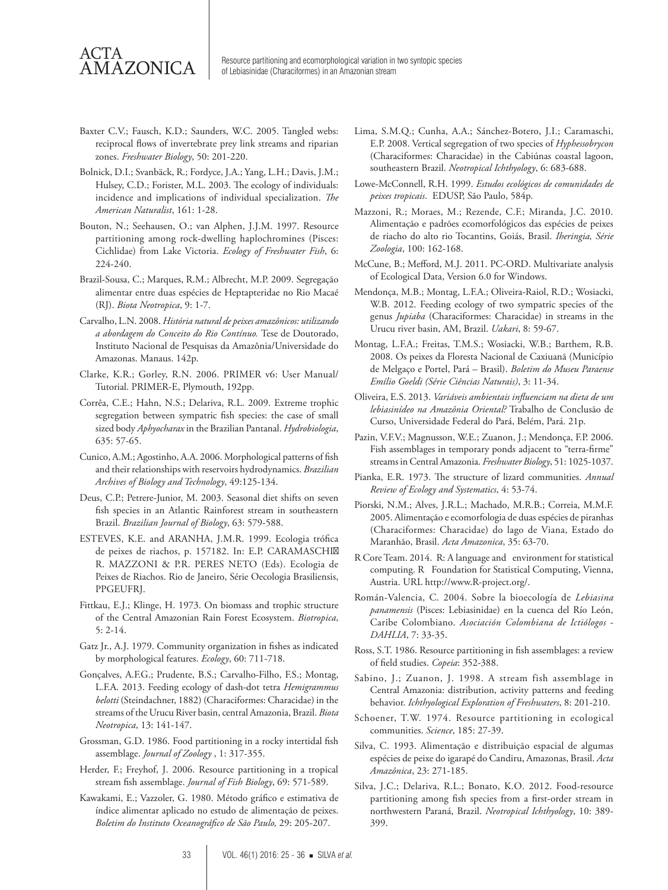Baxter C.V.; Fausch, K.D.; Saunders, W.C. 2005. Tangled webs: reciprocal flows of invertebrate prey link streams and riparian zones. *Freshwater Biology*, 50: 201-220.

Bolnick, D.I.; Svanbäck, R.; Fordyce, J.A.; Yang, L.H.; Davis, J.M.; Hulsey, C.D.; Forister, M.L. 2003. The ecology of individuals: incidence and implications of individual specialization. *The American Naturalist*, 161: 1-28.

Bouton, N.; Seehausen, O.; van Alphen, J.J.M. 1997. Resource partitioning among rock-dwelling haplochromines (Pisces: Cichlidae) from Lake Victoria. *Ecology of Freshwater Fish*, 6: 224-240.

Brazil-Sousa, C.; Marques, R.M.; Albrecht, M.P. 2009. Segregação alimentar entre duas espécies de Heptapteridae no Rio Macaé (RJ). *Biota Neotropica*, 9: 1-7.

Carvalho, L.N. 2008. *História natural de peixes amazônicos: utilizando a abordagem do Conceito do Rio Contínuo.* Tese de Doutorado, Instituto Nacional de Pesquisas da Amazônia/Universidade do Amazonas. Manaus. 142p.

Clarke, K.R.; Gorley, R.N. 2006. PRIMER v6: User Manual/ Tutorial. PRIMER-E, Plymouth, 192pp.

Corrêa, C.E.; Hahn, N.S.; Delariva, R.L. 2009. Extreme trophic segregation between sympatric fish species: the case of small sized body *Aphyocharax* in the Brazilian Pantanal. *Hydrobiologia*, 635: 57-65.

Cunico, A.M.; Agostinho, A.A. 2006. Morphological patterns of fish and their relationships with reservoirs hydrodynamics. *Brazilian Archives of Biology and Technology*, 49:125-134.

Deus, C.P.; Petrere-Junior, M. 2003. Seasonal diet shifts on seven fish species in an Atlantic Rainforest stream in southeastern Brazil. *Brazilian Journal of Biology*, 63: 579-588.

ESTEVES, K.E. and ARANHA, J.M.R. 1999. Ecologia trófica de peixes de riachos, p. 157182. In: E.P. CARAMASCHI R. MAZZONI & P.R. PERES NETO (Eds). Ecologia de Peixes de Riachos. Rio de Janeiro, Série Oecologia Brasiliensis, PPGEUFRJ.

Fittkau, E.J.; Klinge, H. 1973. On biomass and trophic structure of the Central Amazonian Rain Forest Ecosystem. *Biotropica*, 5: 2-14.

Gatz Jr., A.J. 1979. Community organization in fishes as indicated by morphological features. *Ecology*, 60: 711-718.

Gonçalves, A.F.G.; Prudente, B.S.; Carvalho-Filho, F.S.; Montag, L.F.A. 2013. Feeding ecology of dash-dot tetra *Hemigrammus belotti* (Steindachner, 1882) (Characiformes: Characidae) in the streams of the Urucu River basin, central Amazonia, Brazil. *Biota Neotropica*, 13: 141-147.

Grossman, G.D. 1986. Food partitioning in a rocky intertidal fish assemblage. *Journal of Zoology* , 1: 317-355.

Herder, F.; Freyhof, J. 2006. Resource partitioning in a tropical stream fish assemblage. *Journal of Fish Biology*, 69: 571-589.

Kawakami, E.; Vazzoler, G. 1980. Método gráfico e estimativa de índice alimentar aplicado no estudo de alimentação de peixes. *Boletim do Instituto Oceanográfico de São Paulo,* 29: 205-207.

Lima, S.M.Q.; Cunha, A.A.; Sánchez-Botero, J.I.; Caramaschi, E.P. 2008. Vertical segregation of two species of *Hyphessobrycon* (Characiformes: Characidae) in the Cabiúnas coastal lagoon, southeastern Brazil. *Neotropical Ichthyology*, 6: 683-688.

Lowe-McConnell, R.H. 1999. *Estudos ecológicos de comunidades de peixes tropicais*. EDUSP, São Paulo, 584p.

Mazzoni, R.; Moraes, M.; Rezende, C.F.; Miranda, J.C. 2010. Alimentação e padrões ecomorfológicos das espécies de peixes de riacho do alto rio Tocantins, Goiás, Brasil. *Iheringia, Série Zoologia*, 100: 162-168.

McCune, B.; Mefford, M.J. 2011. PC-ORD. Multivariate analysis of Ecological Data, Version 6.0 for Windows.

Mendonça, M.B.; Montag, L.F.A.; Oliveira-Raiol, R.D.; Wosiacki, W.B. 2012. Feeding ecology of two sympatric species of the genus *Jupiaba* (Characiformes: Characidae) in streams in the Urucu river basin, AM, Brazil. *Uakari*, 8: 59-67.

Montag, L.F.A.; Freitas, T.M.S.; Wosiacki, W.B.; Barthem, R.B. 2008. Os peixes da Floresta Nacional de Caxiuanã (Município de Melgaço e Portel, Pará – Brasil). *Boletim do Museu Paraense Emílio Goeldi (Série Ciências Naturais)*, 3: 11-34.

Oliveira, E.S. 2013. *Variáveis ambientais influenciam na dieta de um lebiasinídeo na Amazônia Oriental?* Trabalho de Conclusão de Curso, Universidade Federal do Pará, Belém, Pará. 21p.

Pazin, V.F.V.; Magnusson, W.E.; Zuanon, J.; Mendonça, F.P. 2006. Fish assemblages in temporary ponds adjacent to "terra-firme" streams in Central Amazonia. *Freshwater Biology*, 51: 1025-1037.

Pianka, E.R. 1973. The structure of lizard communities. *Annual Review of Ecology and Systematics*, 4: 53-74.

Piorski, N.M.; Alves, J.R.L.; Machado, M.R.B.; Correia, M.M.F. 2005. Alimentação e ecomorfologia de duas espécies de piranhas (Characiformes: Characidae) do lago de Viana, Estado do Maranhão, Brasil. *Acta Amazonica*, 35: 63-70.

R Core Team. 2014. R: A language and environment for statistical computing. R Foundation for Statistical Computing, Vienna, Austria. URL http://www.R-project.org/.

Román-Valencia, C. 2004. Sobre la bioecología de *Lebiasina panamensis* (Pisces: Lebiasinidae) en la cuenca del Río León, Caribe Colombiano. *Asociación Colombiana de Ictiólogos - DAHLIA*, 7: 33-35.

Ross, S.T. 1986. Resource partitioning in fish assemblages: a review of field studies. *Copeia*: 352-388.

Sabino, J.; Zuanon, J. 1998. A stream fish assemblage in Central Amazonia: distribution, activity patterns and feeding behavior. *Ichthyological Exploration of Freshwaters*, 8: 201-210.

Schoener, T.W. 1974. Resource partitioning in ecological communities. *Science*, 185: 27-39.

Silva, C. 1993. Alimentação e distribuição espacial de algumas espécies de peixe do igarapé do Candiru, Amazonas, Brasil. *Acta Amazônica*, 23: 271-185.

Silva, J.C.; Delariva, R.L.; Bonato, K.O. 2012. Food-resource partitioning among fish species from a first-order stream in northwestern Paraná, Brazil. *Neotropical Ichthyology*, 10: 389-399.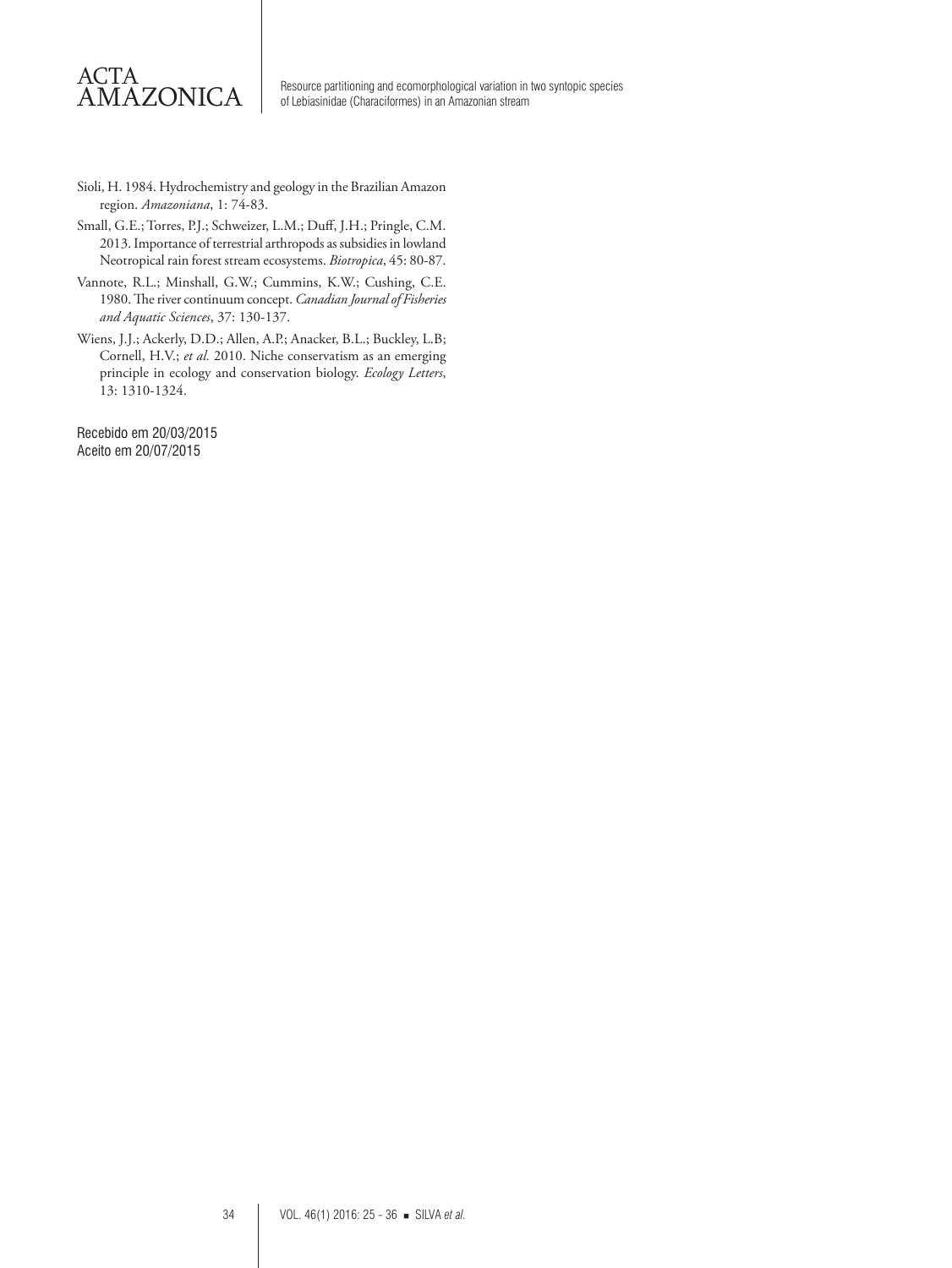Sioli, H. 1984. Hydrochemistry and geology in the Brazilian Amazon region. *Amazoniana*, 1: 74-83.

Small, G.E.; Torres, P.J.; Schweizer, L.M.; Duff, J.H.; Pringle, C.M. 2013. Importance of terrestrial arthropods as subsidies in lowland Neotropical rain forest stream ecosystems. *Biotropica*, 45: 80-87.

Vannote, R.L.; Minshall, G.W.; Cummins, K.W.; Cushing, C.E. 1980. The river continuum concept. *Canadian Journal of Fisheries and Aquatic Sciences*, 37: 130-137.

Wiens, J.J.; Ackerly, D.D.; Allen, A.P.; Anacker, B.L.; Buckley, L.B; Cornell, H.V.; *et al.* 2010. Niche conservatism as an emerging principle in ecology and conservation biology. *Ecology Letters*, 13: 1310-1324.

Recebido em 20/03/2015
Aceito em 20/07/2015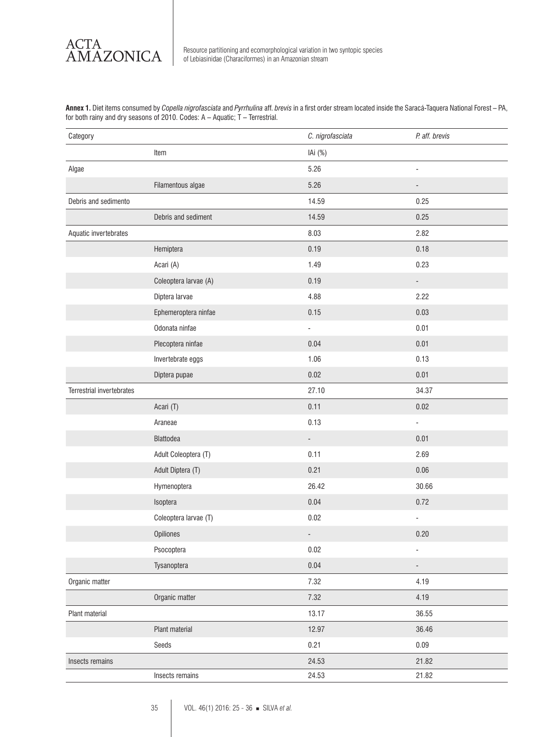**Annex 1.** Diet items consumed by *Copella nigrofasciata* and *Pyrrhulina* aff. *brevis* in a first order stream located inside the Saracá-Taquera National Forest – PA, for both rainy and dry seasons of 2010. Codes: A – Aquatic; T – Terrestrial.

| Category | | *C. nigrofasciata* | *P.* aff. *brevis* |
|---|---|---|---|
| | Item | IAi (%) | |
| Algae | | 5.26 | - |
| | Filamentous algae | 5.26 | - |
| Debris and sedimento | | 14.59 | 0.25 |
| | Debris and sediment | 14.59 | 0.25 |
| Aquatic invertebrates | | 8.03 | 2.82 |
| | Hemiptera | 0.19 | 0.18 |
| | Acari (A) | 1.49 | 0.23 |
| | Coleoptera larvae (A) | 0.19 | - |
| | Diptera larvae | 4.88 | 2.22 |
| | Ephemeroptera ninfae | 0.15 | 0.03 |
| | Odonata ninfae | - | 0.01 |
| | Plecoptera ninfae | 0.04 | 0.01 |
| | Invertebrate eggs | 1.06 | 0.13 |
| | Diptera pupae | 0.02 | 0.01 |
| Terrestrial invertebrates | | 27.10 | 34.37 |
| | Acari (T) | 0.11 | 0.02 |
| | Araneae | 0.13 | - |
| | Blattodea | - | 0.01 |
| | Adult Coleoptera (T) | 0.11 | 2.69 |
| | Adult Diptera (T) | 0.21 | 0.06 |
| | Hymenoptera | 26.42 | 30.66 |
| | Isoptera | 0.04 | 0.72 |
| | Coleoptera larvae (T) | 0.02 | - |
| | Opiliones | - | 0.20 |
| | Psocoptera | 0.02 | - |
| | Tysanoptera | 0.04 | - |
| Organic matter | | 7.32 | 4.19 |
| | Organic matter | 7.32 | 4.19 |
| Plant material | | 13.17 | 36.55 |
| | Plant material | 12.97 | 36.46 |
| | Seeds | 0.21 | 0.09 |
| Insects remains | | 24.53 | 21.82 |
| | Insects remains | 24.53 | 21.82 |